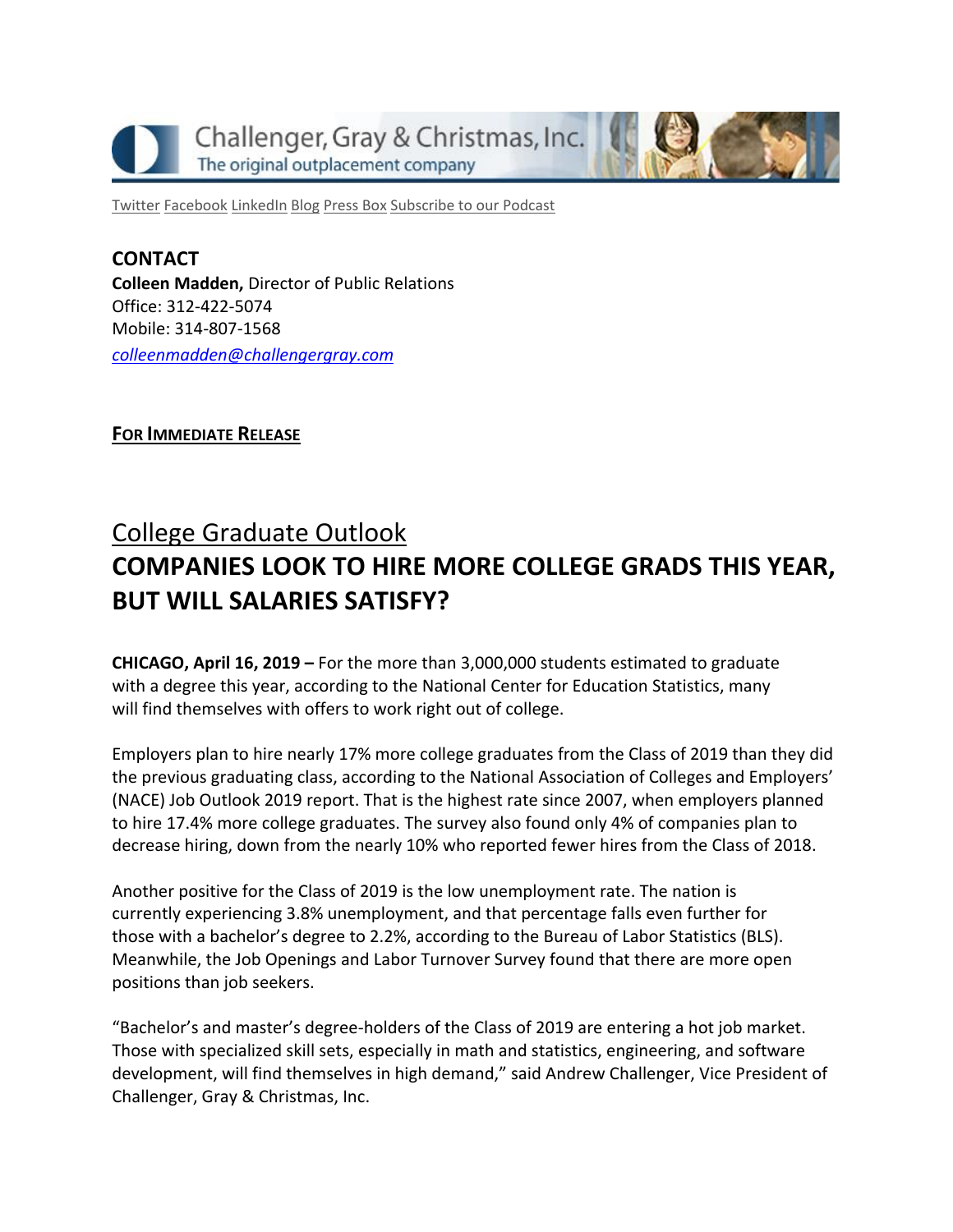Challenger, Gray & Christmas, Inc.
The original outplacement company

Twitter Facebook LinkedIn Blog Press Box Subscribe to our Podcast

**CONTACT**
**Colleen Madden,** Director of Public Relations
Office: 312-422-5074
Mobile: 314-807-1568
*colleenmadden@challengergray.com*

**FOR IMMEDIATE RELEASE**

## College Graduate Outlook

# COMPANIES LOOK TO HIRE MORE COLLEGE GRADS THIS YEAR, BUT WILL SALARIES SATISFY?

**CHICAGO, April 16, 2019 –** For the more than 3,000,000 students estimated to graduate with a degree this year, according to the National Center for Education Statistics, many will find themselves with offers to work right out of college.

Employers plan to hire nearly 17% more college graduates from the Class of 2019 than they did the previous graduating class, according to the National Association of Colleges and Employers' (NACE) Job Outlook 2019 report. That is the highest rate since 2007, when employers planned to hire 17.4% more college graduates. The survey also found only 4% of companies plan to decrease hiring, down from the nearly 10% who reported fewer hires from the Class of 2018.

Another positive for the Class of 2019 is the low unemployment rate. The nation is currently experiencing 3.8% unemployment, and that percentage falls even further for those with a bachelor's degree to 2.2%, according to the Bureau of Labor Statistics (BLS). Meanwhile, the Job Openings and Labor Turnover Survey found that there are more open positions than job seekers.

"Bachelor's and master's degree-holders of the Class of 2019 are entering a hot job market. Those with specialized skill sets, especially in math and statistics, engineering, and software development, will find themselves in high demand," said Andrew Challenger, Vice President of Challenger, Gray & Christmas, Inc.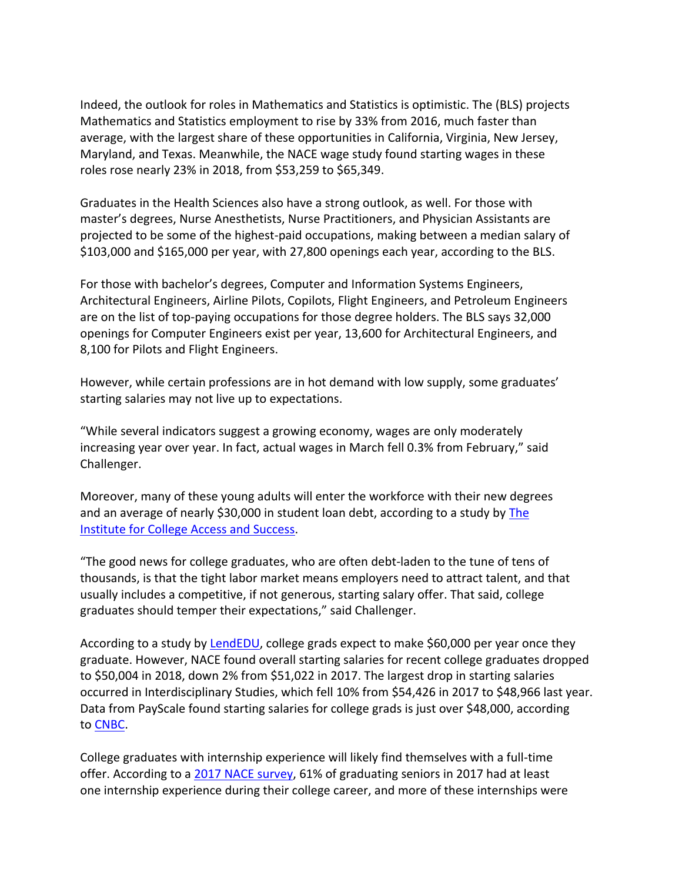Indeed, the outlook for roles in Mathematics and Statistics is optimistic. The (BLS) projects Mathematics and Statistics employment to rise by 33% from 2016, much faster than average, with the largest share of these opportunities in California, Virginia, New Jersey, Maryland, and Texas. Meanwhile, the NACE wage study found starting wages in these roles rose nearly 23% in 2018, from $53,259 to $65,349.

Graduates in the Health Sciences also have a strong outlook, as well. For those with master's degrees, Nurse Anesthetists, Nurse Practitioners, and Physician Assistants are projected to be some of the highest-paid occupations, making between a median salary of $103,000 and $165,000 per year, with 27,800 openings each year, according to the BLS.

For those with bachelor's degrees, Computer and Information Systems Engineers, Architectural Engineers, Airline Pilots, Copilots, Flight Engineers, and Petroleum Engineers are on the list of top-paying occupations for those degree holders. The BLS says 32,000 openings for Computer Engineers exist per year, 13,600 for Architectural Engineers, and 8,100 for Pilots and Flight Engineers.

However, while certain professions are in hot demand with low supply, some graduates' starting salaries may not live up to expectations.

"While several indicators suggest a growing economy, wages are only moderately increasing year over year. In fact, actual wages in March fell 0.3% from February," said Challenger.

Moreover, many of these young adults will enter the workforce with their new degrees and an average of nearly $30,000 in student loan debt, according to a study by The Institute for College Access and Success.

"The good news for college graduates, who are often debt-laden to the tune of tens of thousands, is that the tight labor market means employers need to attract talent, and that usually includes a competitive, if not generous, starting salary offer. That said, college graduates should temper their expectations," said Challenger.

According to a study by LendEDU, college grads expect to make $60,000 per year once they graduate. However, NACE found overall starting salaries for recent college graduates dropped to $50,004 in 2018, down 2% from $51,022 in 2017. The largest drop in starting salaries occurred in Interdisciplinary Studies, which fell 10% from $54,426 in 2017 to $48,966 last year. Data from PayScale found starting salaries for college grads is just over $48,000, according to CNBC.

College graduates with internship experience will likely find themselves with a full-time offer. According to a 2017 NACE survey, 61% of graduating seniors in 2017 had at least one internship experience during their college career, and more of these internships were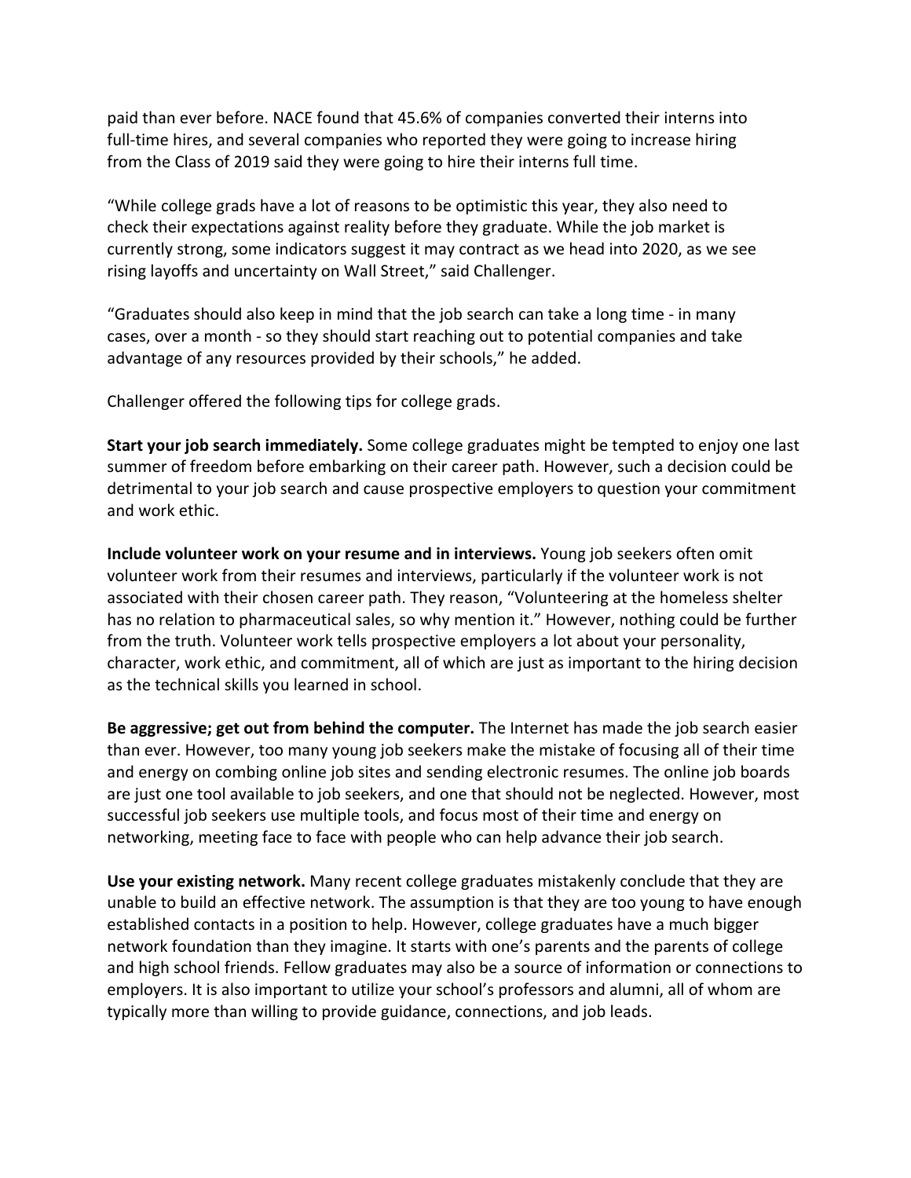paid than ever before. NACE found that 45.6% of companies converted their interns into full-time hires, and several companies who reported they were going to increase hiring from the Class of 2019 said they were going to hire their interns full time.

"While college grads have a lot of reasons to be optimistic this year, they also need to check their expectations against reality before they graduate. While the job market is currently strong, some indicators suggest it may contract as we head into 2020, as we see rising layoffs and uncertainty on Wall Street," said Challenger.

"Graduates should also keep in mind that the job search can take a long time - in many cases, over a month - so they should start reaching out to potential companies and take advantage of any resources provided by their schools," he added.

Challenger offered the following tips for college grads.

**Start your job search immediately.** Some college graduates might be tempted to enjoy one last summer of freedom before embarking on their career path. However, such a decision could be detrimental to your job search and cause prospective employers to question your commitment and work ethic.

**Include volunteer work on your resume and in interviews.** Young job seekers often omit volunteer work from their resumes and interviews, particularly if the volunteer work is not associated with their chosen career path. They reason, "Volunteering at the homeless shelter has no relation to pharmaceutical sales, so why mention it." However, nothing could be further from the truth. Volunteer work tells prospective employers a lot about your personality, character, work ethic, and commitment, all of which are just as important to the hiring decision as the technical skills you learned in school.

**Be aggressive; get out from behind the computer.** The Internet has made the job search easier than ever. However, too many young job seekers make the mistake of focusing all of their time and energy on combing online job sites and sending electronic resumes. The online job boards are just one tool available to job seekers, and one that should not be neglected. However, most successful job seekers use multiple tools, and focus most of their time and energy on networking, meeting face to face with people who can help advance their job search.

**Use your existing network.** Many recent college graduates mistakenly conclude that they are unable to build an effective network. The assumption is that they are too young to have enough established contacts in a position to help. However, college graduates have a much bigger network foundation than they imagine. It starts with one's parents and the parents of college and high school friends. Fellow graduates may also be a source of information or connections to employers. It is also important to utilize your school's professors and alumni, all of whom are typically more than willing to provide guidance, connections, and job leads.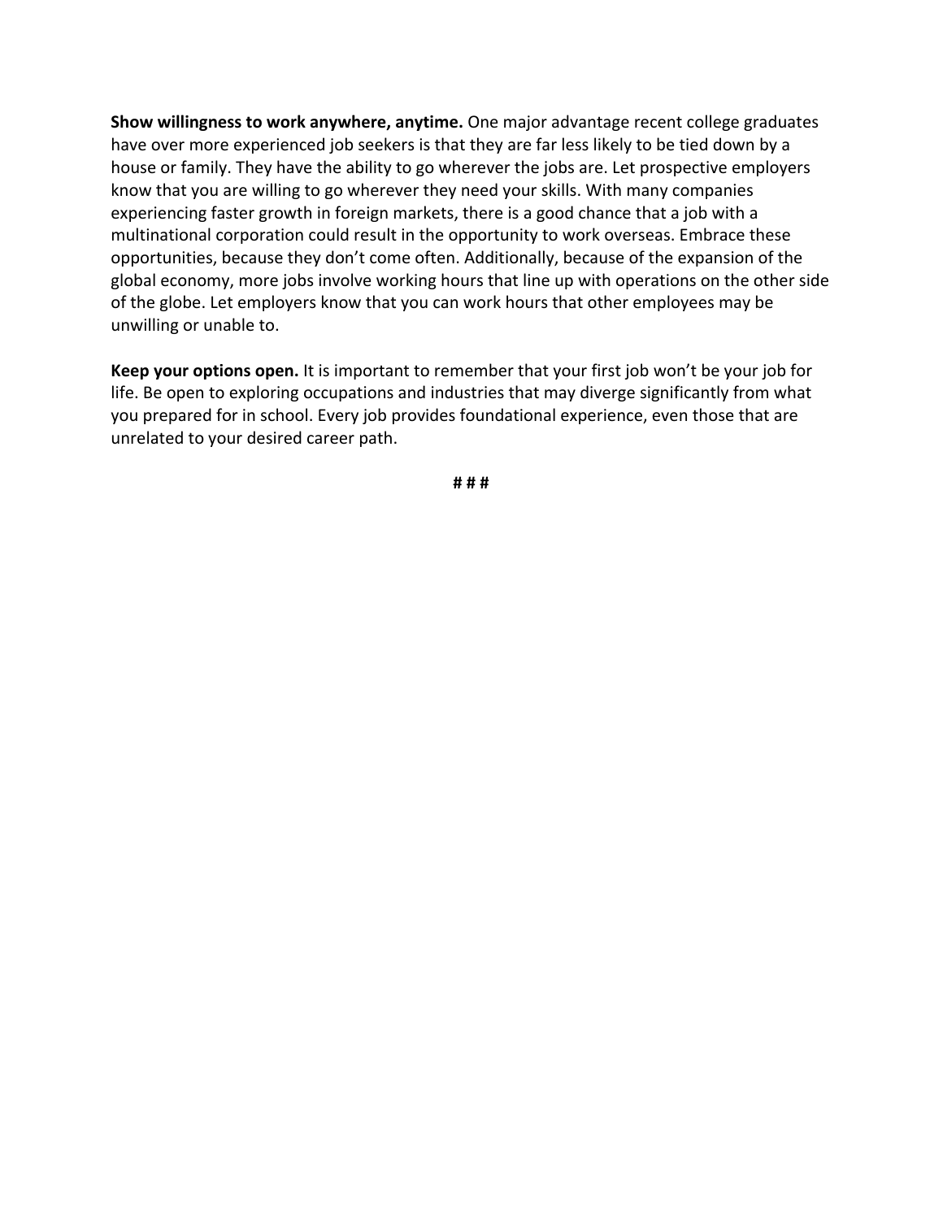**Show willingness to work anywhere, anytime.** One major advantage recent college graduates have over more experienced job seekers is that they are far less likely to be tied down by a house or family. They have the ability to go wherever the jobs are. Let prospective employers know that you are willing to go wherever they need your skills. With many companies experiencing faster growth in foreign markets, there is a good chance that a job with a multinational corporation could result in the opportunity to work overseas. Embrace these opportunities, because they don't come often. Additionally, because of the expansion of the global economy, more jobs involve working hours that line up with operations on the other side of the globe. Let employers know that you can work hours that other employees may be unwilling or unable to.

**Keep your options open.** It is important to remember that your first job won't be your job for life. Be open to exploring occupations and industries that may diverge significantly from what you prepared for in school. Every job provides foundational experience, even those that are unrelated to your desired career path.

**# # #**